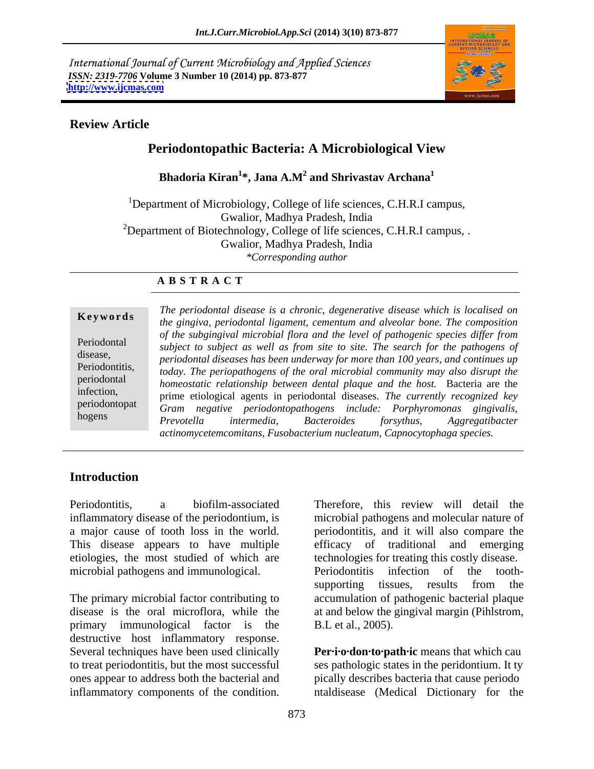International Journal of Current Microbiology and Applied Sciences
*ISSN: 2319-7706* **Volume 3 Number 10 (2014) pp. 873-877**
**http://www.ijcmas.com**

**Review Article**

# Periodontopathic Bacteria: A Microbiological View

**Bhadoria Kiran[1]*, Jana A.M[2] and Shrivastav Archana[1]**

[1]Department of Microbiology, College of life sciences, C.H.R.I campus, Gwalior, Madhya Pradesh, India

[2]Department of Biotechnology, College of life sciences, C.H.R.I campus, . Gwalior, Madhya Pradesh, India

*\*Corresponding author*

**A B S T R A C T**

**Keywords**

Periodontal disease, Periodontitis, periodontal infection, periodontopathogens

*The periodontal disease is a chronic, degenerative disease which is localised on the gingiva, periodontal ligament, cementum and alveolar bone. The composition of the subgingival microbial flora and the level of pathogenic species differ from subject to subject as well as from site to site. The search for the pathogens of periodontal diseases has been underway for more than 100 years, and continues up today. The periopathogens of the oral microbial community may also disrupt the homeostatic relationship between dental plaque and the host.* Bacteria are the prime etiological agents in periodontal diseases. *The currently recognized key Gram negative periodontopathogens include: Porphyromonas gingivalis, Prevotella intermedia, Bacteroides forsythus, Aggregatibacter actinomycetemcomitans, Fusobacterium nucleatum, Capnocytophaga species.*

## Introduction

Periodontitis, a biofilm-associated inflammatory disease of the periodontium, is a major cause of tooth loss in the world. This disease appears to have multiple etiologies, the most studied of which are microbial pathogens and immunological.

The primary microbial factor contributing to disease is the oral microflora, while the primary immunological factor is the destructive host inflammatory response. Several techniques have been used clinically to treat periodontitis, but the most successful ones appear to address both the bacterial and inflammatory components of the condition. Therefore, this review will detail the microbial pathogens and molecular nature of periodontitis, and it will also compare the efficacy of traditional and emerging technologies for treating this costly disease. Periodontitis infection of the tooth-supporting tissues, results from the accumulation of pathogenic bacterial plaque at and below the gingival margin (Pihlstrom, B.L et al., 2005).

**Per·i·o·don·to·path·ic** means that which causes pathologic states in the peridontium. It typically describes bacteria that cause periodontaldisease (Medical Dictionary for the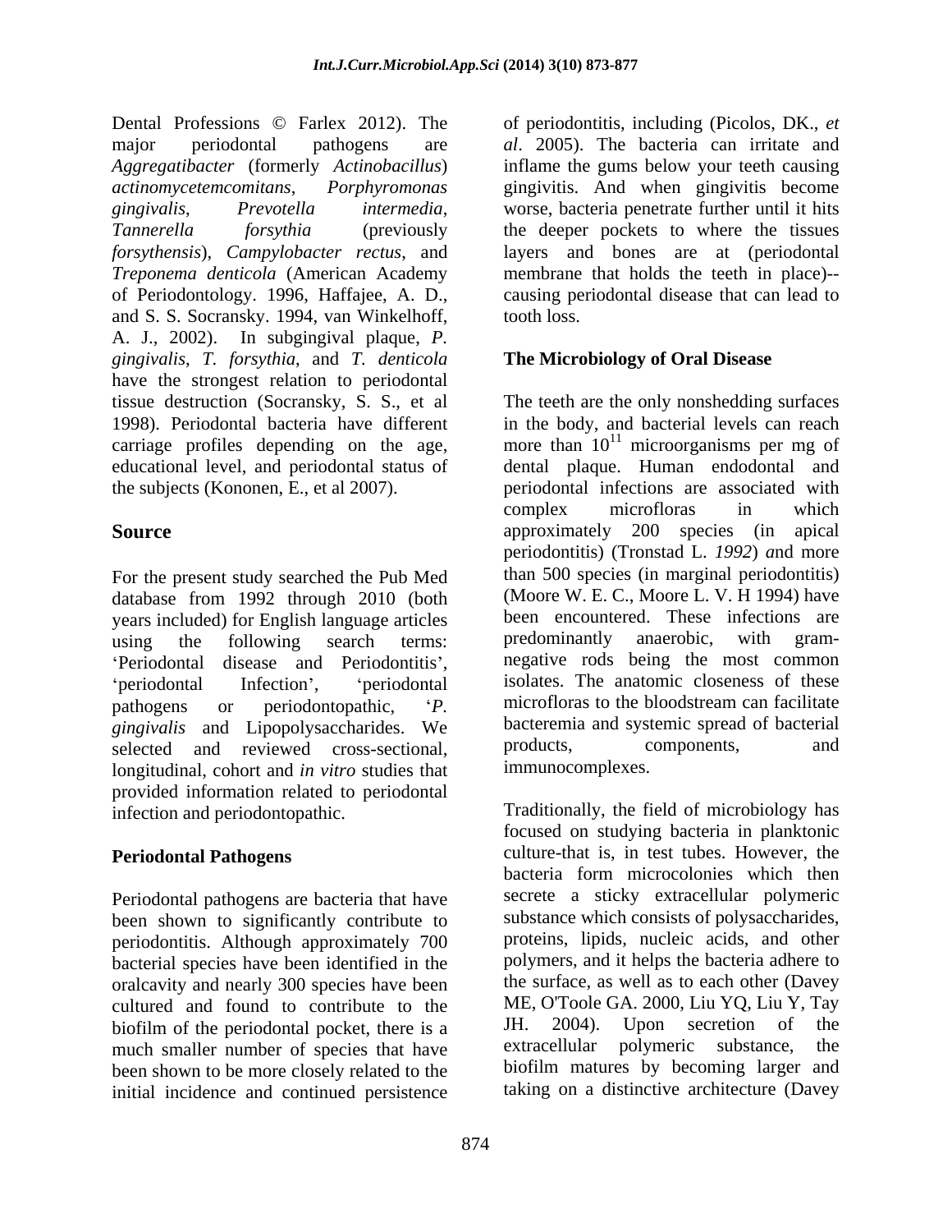Dental Professions © Farlex 2012). The major periodontal pathogens are *Aggregatibacter* (formerly *Actinobacillus*) *actinomycetemcomitans*, *Porphyromonas gingivalis*, *Prevotella intermedia*, *Tannerella forsythia* (previously *forsythensis*), *Campylobacter rectus*, and *Treponema denticola* (American Academy of Periodontology. 1996, Haffajee, A. D., and S. S. Socransky. 1994, van Winkelhoff, A. J., 2002). In subgingival plaque, *P. gingivalis*, *T. forsythia*, and *T. denticola* have the strongest relation to periodontal tissue destruction (Socransky, S. S., et al 1998). Periodontal bacteria have different carriage profiles depending on the age, educational level, and periodontal status of the subjects (Kononen, E., et al 2007).

## Source

For the present study searched the Pub Med database from 1992 through 2010 (both years included) for English language articles using the following search terms: 'Periodontal disease and Periodontitis', 'periodontal Infection', 'periodontal pathogens or periodontopathic, '*P. gingivalis* and Lipopolysaccharides. We selected and reviewed cross-sectional, longitudinal, cohort and *in vitro* studies that provided information related to periodontal infection and periodontopathic.

## Periodontal Pathogens

Periodontal pathogens are bacteria that have been shown to significantly contribute to periodontitis. Although approximately 700 bacterial species have been identified in the oralcavity and nearly 300 species have been cultured and found to contribute to the biofilm of the periodontal pocket, there is a much smaller number of species that have been shown to be more closely related to the initial incidence and continued persistence of periodontitis, including (Picolos, DK., *et al*. 2005). The bacteria can irritate and inflame the gums below your teeth causing gingivitis. And when gingivitis become worse, bacteria penetrate further until it hits the deeper pockets to where the tissues layers and bones are at (periodontal membrane that holds the teeth in place)--causing periodontal disease that can lead to tooth loss.

## The Microbiology of Oral Disease

The teeth are the only nonshedding surfaces in the body, and bacterial levels can reach more than $10^{11}$ microorganisms per mg of dental plaque. Human endodontal and periodontal infections are associated with complex microfloras in which approximately 200 species (in apical periodontitis) (Tronstad L. *1992*) *a*nd more than 500 species (in marginal periodontitis) (Moore W. E. C., Moore L. V. H 1994) have been encountered. These infections are predominantly anaerobic, with gram-negative rods being the most common isolates. The anatomic closeness of these microfloras to the bloodstream can facilitate bacteremia and systemic spread of bacterial products, components, and immunocomplexes.

Traditionally, the field of microbiology has focused on studying bacteria in planktonic culture-that is, in test tubes. However, the bacteria form microcolonies which then secrete a sticky extracellular polymeric substance which consists of polysaccharides, proteins, lipids, nucleic acids, and other polymers, and it helps the bacteria adhere to the surface, as well as to each other (Davey ME, O'Toole GA. 2000, Liu YQ, Liu Y, Tay JH. 2004). Upon secretion of the extracellular polymeric substance, the biofilm matures by becoming larger and taking on a distinctive architecture (Davey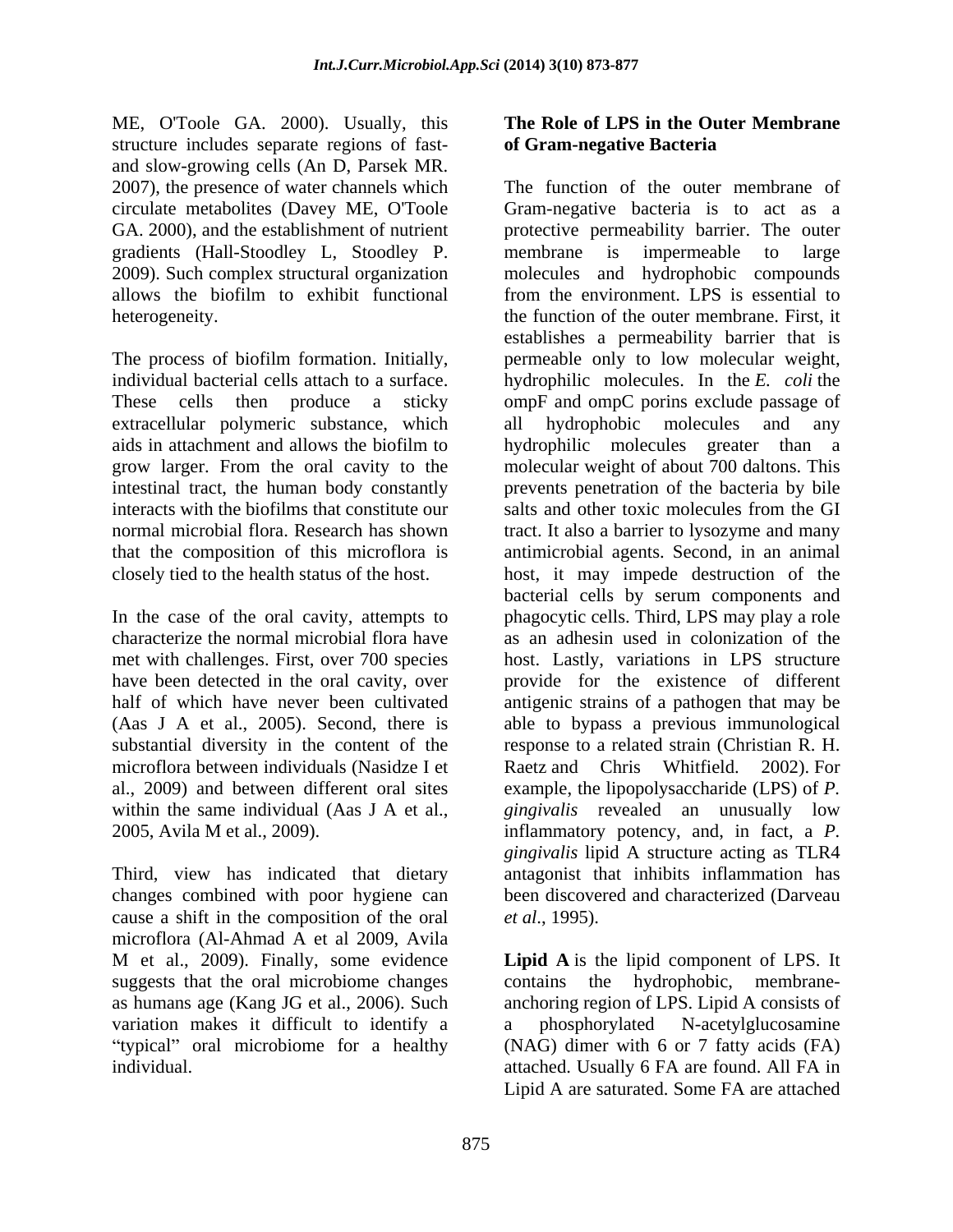ME, O'Toole GA. 2000). Usually, this structure includes separate regions of fast- and slow-growing cells (An D, Parsek MR. 2007), the presence of water channels which circulate metabolites (Davey ME, O'Toole GA. 2000), and the establishment of nutrient gradients (Hall-Stoodley L, Stoodley P. 2009). Such complex structural organization allows the biofilm to exhibit functional heterogeneity.

The process of biofilm formation. Initially, individual bacterial cells attach to a surface. These cells then produce a sticky extracellular polymeric substance, which aids in attachment and allows the biofilm to grow larger. From the oral cavity to the intestinal tract, the human body constantly interacts with the biofilms that constitute our normal microbial flora. Research has shown that the composition of this microflora is closely tied to the health status of the host.

In the case of the oral cavity, attempts to characterize the normal microbial flora have met with challenges. First, over 700 species have been detected in the oral cavity, over half of which have never been cultivated (Aas J A et al., 2005). Second, there is substantial diversity in the content of the microflora between individuals (Nasidze I et al., 2009) and between different oral sites within the same individual (Aas J A et al., 2005, Avila M et al., 2009).

Third, view has indicated that dietary changes combined with poor hygiene can cause a shift in the composition of the oral microflora (Al-Ahmad A et al 2009, Avila M et al., 2009). Finally, some evidence suggests that the oral microbiome changes as humans age (Kang JG et al., 2006). Such variation makes it difficult to identify a "typical" oral microbiome for a healthy individual.

## The Role of LPS in the Outer Membrane of Gram-negative Bacteria

The function of the outer membrane of Gram-negative bacteria is to act as a protective permeability barrier. The outer membrane is impermeable to large molecules and hydrophobic compounds from the environment. LPS is essential to the function of the outer membrane. First, it establishes a permeability barrier that is permeable only to low molecular weight, hydrophilic molecules. In the *E. coli* the ompF and ompC porins exclude passage of all hydrophobic molecules and any hydrophilic molecules greater than a molecular weight of about 700 daltons. This prevents penetration of the bacteria by bile salts and other toxic molecules from the GI tract. It also a barrier to lysozyme and many antimicrobial agents. Second, in an animal host, it may impede destruction of the bacterial cells by serum components and phagocytic cells. Third, LPS may play a role as an adhesin used in colonization of the host. Lastly, variations in LPS structure provide for the existence of different antigenic strains of a pathogen that may be able to bypass a previous immunological response to a related strain (Christian R. H. Raetz and Chris Whitfield. 2002). For example, the lipopolysaccharide (LPS) of *P. gingivalis* revealed an unusually low inflammatory potency, and, in fact, a *P. gingivalis* lipid A structure acting as TLR4 antagonist that inhibits inflammation has been discovered and characterized (Darveau *et al*., 1995).

**Lipid A** is the lipid component of LPS. It contains the hydrophobic, membrane-anchoring region of LPS. Lipid A consists of a phosphorylated N-acetylglucosamine (NAG) dimer with 6 or 7 fatty acids (FA) attached. Usually 6 FA are found. All FA in Lipid A are saturated. Some FA are attached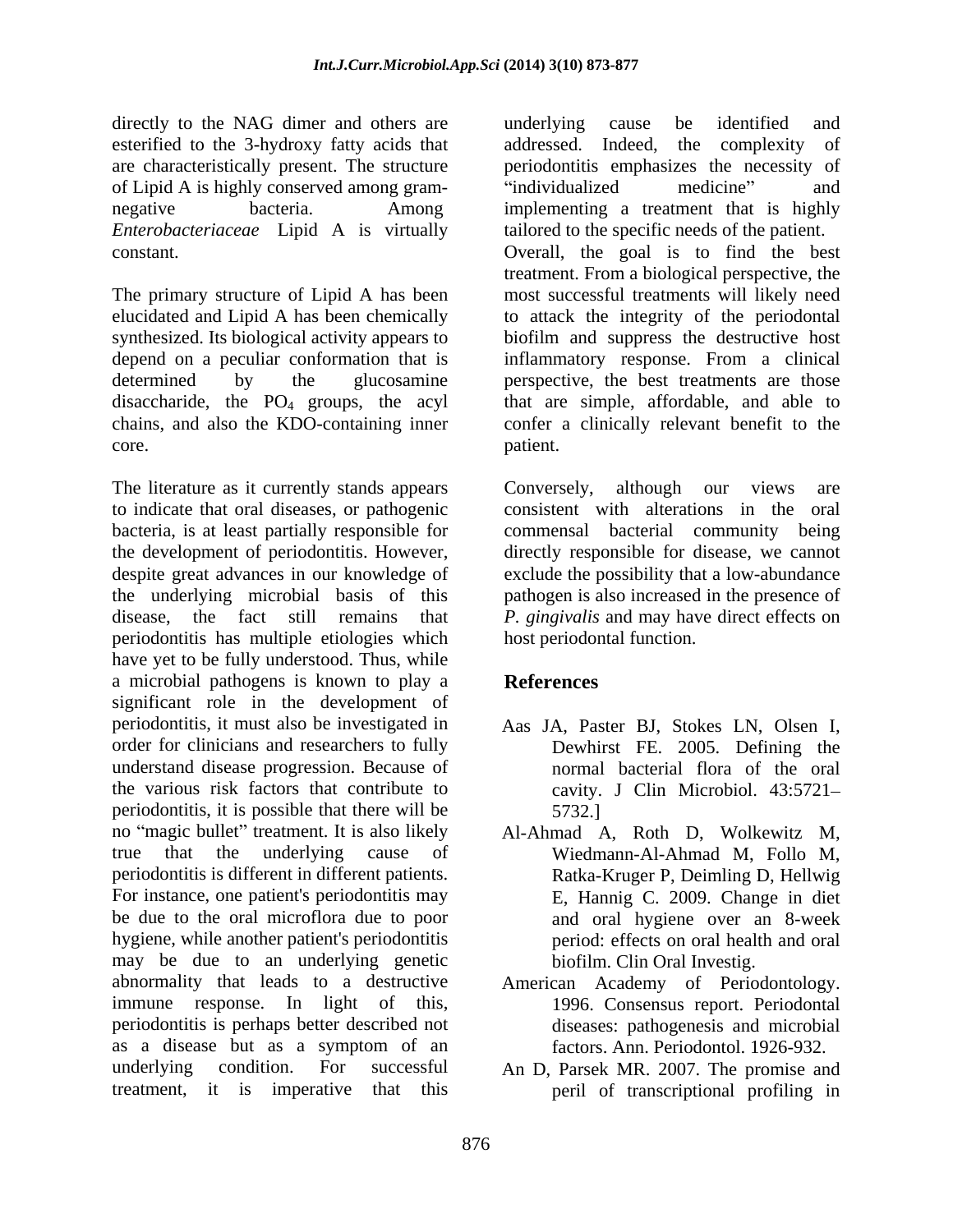directly to the NAG dimer and others are esterified to the 3-hydroxy fatty acids that are characteristically present. The structure of Lipid A is highly conserved among gram-negative bacteria. Among *Enterobacteriaceae* Lipid A is virtually constant.

The primary structure of Lipid A has been elucidated and Lipid A has been chemically synthesized. Its biological activity appears to depend on a peculiar conformation that is determined by the glucosamine disaccharide, the $PO_4$ groups, the acyl chains, and also the KDO-containing inner core.

The literature as it currently stands appears to indicate that oral diseases, or pathogenic bacteria, is at least partially responsible for the development of periodontitis. However, despite great advances in our knowledge of the underlying microbial basis of this disease, the fact still remains that periodontitis has multiple etiologies which have yet to be fully understood. Thus, while a microbial pathogens is known to play a significant role in the development of periodontitis, it must also be investigated in order for clinicians and researchers to fully understand disease progression. Because of the various risk factors that contribute to periodontitis, it is possible that there will be no "magic bullet" treatment. It is also likely true that the underlying cause of periodontitis is different in different patients. For instance, one patient's periodontitis may be due to the oral microflora due to poor hygiene, while another patient's periodontitis may be due to an underlying genetic abnormality that leads to a destructive immune response. In light of this, periodontitis is perhaps better described not as a disease but as a symptom of an underlying condition. For successful treatment, it is imperative that this underlying cause be identified and addressed. Indeed, the complexity of periodontitis emphasizes the necessity of "individualized medicine" and implementing a treatment that is highly tailored to the specific needs of the patient. Overall, the goal is to find the best treatment. From a biological perspective, the most successful treatments will likely need to attack the integrity of the periodontal biofilm and suppress the destructive host inflammatory response. From a clinical perspective, the best treatments are those that are simple, affordable, and able to confer a clinically relevant benefit to the patient.

Conversely, although our views are consistent with alterations in the oral commensal bacterial community being directly responsible for disease, we cannot exclude the possibility that a low-abundance pathogen is also increased in the presence of *P. gingivalis* and may have direct effects on host periodontal function.

## References

Aas JA, Paster BJ, Stokes LN, Olsen I, Dewhirst FE. 2005. Defining the normal bacterial flora of the oral cavity. J Clin Microbiol. 43:5721–5732.]

Al-Ahmad A, Roth D, Wolkewitz M, Wiedmann-Al-Ahmad M, Follo M, Ratka-Kruger P, Deimling D, Hellwig E, Hannig C. 2009. Change in diet and oral hygiene over an 8-week period: effects on oral health and oral biofilm. Clin Oral Investig.

American Academy of Periodontology. 1996. Consensus report. Periodontal diseases: pathogenesis and microbial factors. Ann. Periodontol. 1926-932.

An D, Parsek MR. 2007. The promise and peril of transcriptional profiling in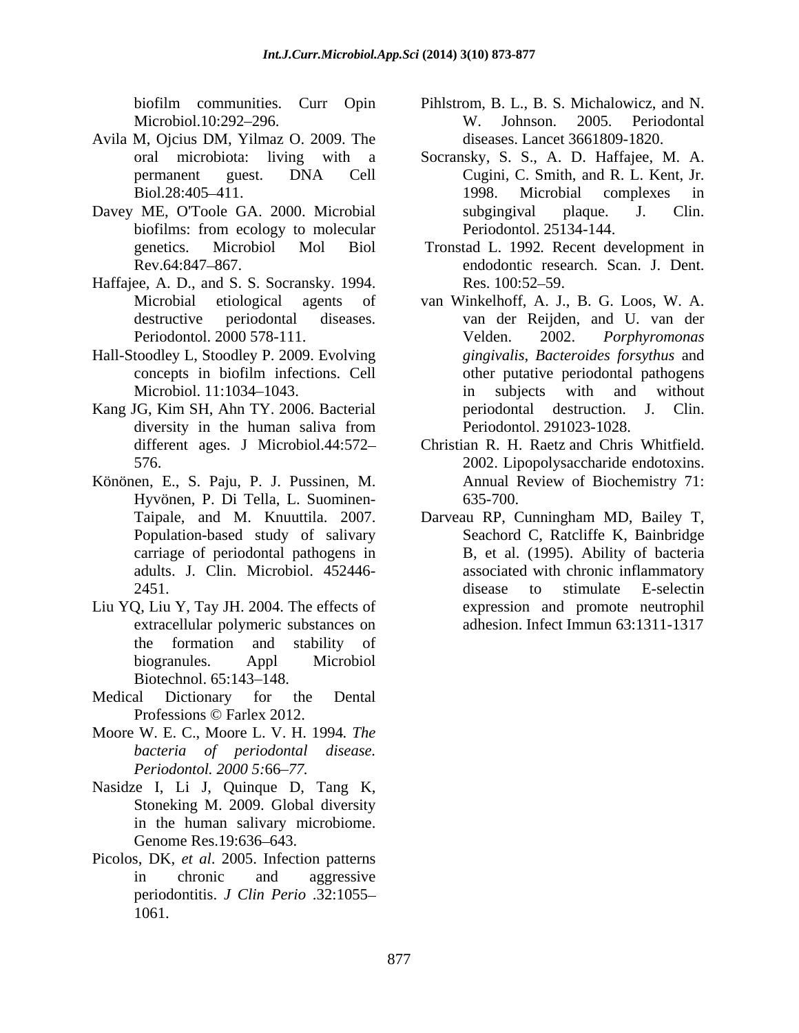biofilm communities. Curr Opin Microbiol.10:292–296.

Avila M, Ojcius DM, Yilmaz O. 2009. The oral microbiota: living with a permanent guest. DNA Cell Biol.28:405–411.

Davey ME, O'Toole GA. 2000. Microbial biofilms: from ecology to molecular genetics. Microbiol Mol Biol Rev.64:847–867.

Haffajee, A. D., and S. S. Socransky. 1994. Microbial etiological agents of destructive periodontal diseases. Periodontol. 2000 578-111.

Hall-Stoodley L, Stoodley P. 2009. Evolving concepts in biofilm infections. Cell Microbiol. 11:1034–1043.

Kang JG, Kim SH, Ahn TY. 2006. Bacterial diversity in the human saliva from different ages. J Microbiol.44:572–576.

Könönen, E., S. Paju, P. J. Pussinen, M. Hyvönen, P. Di Tella, L. Suominen-Taipale, and M. Knuuttila. 2007. Population-based study of salivary carriage of periodontal pathogens in adults. J. Clin. Microbiol. 452446-2451.

Liu YQ, Liu Y, Tay JH. 2004. The effects of extracellular polymeric substances on the formation and stability of biogranules. Appl Microbiol Biotechnol. 65:143–148.

Medical Dictionary for the Dental Professions © Farlex 2012.

Moore W. E. C., Moore L. V. H. 1994*. The bacteria of periodontal disease. Periodontol. 2000 5:*66*–77.*

Nasidze I, Li J, Quinque D, Tang K, Stoneking M. 2009. Global diversity in the human salivary microbiome. Genome Res.19:636–643.

Picolos, DK, *et al*. 2005. Infection patterns in chronic and aggressive periodontitis. *J Clin Perio* .32:1055–1061.

Pihlstrom, B. L., B. S. Michalowicz, and N. W. Johnson. 2005. Periodontal diseases. Lancet 3661809-1820.

Socransky, S. S., A. D. Haffajee, M. A. Cugini, C. Smith, and R. L. Kent, Jr. 1998. Microbial complexes in subgingival plaque. J. Clin. Periodontol. 25134-144.

Tronstad L. 1992*.* Recent development in endodontic research. Scan. J. Dent. Res. 100:52–59.

van Winkelhoff, A. J., B. G. Loos, W. A. van der Reijden, and U. van der Velden. 2002. *Porphyromonas gingivalis*, *Bacteroides forsythus* and other putative periodontal pathogens in subjects with and without periodontal destruction. J. Clin. Periodontol. 291023-1028.

Christian R. H. Raetz and Chris Whitfield. 2002. Lipopolysaccharide endotoxins. Annual Review of Biochemistry 71: 635-700.

Darveau RP, Cunningham MD, Bailey T, Seachord C, Ratcliffe K, Bainbridge B, et al. (1995). Ability of bacteria associated with chronic inflammatory disease to stimulate E-selectin expression and promote neutrophil adhesion. Infect Immun 63:1311-1317